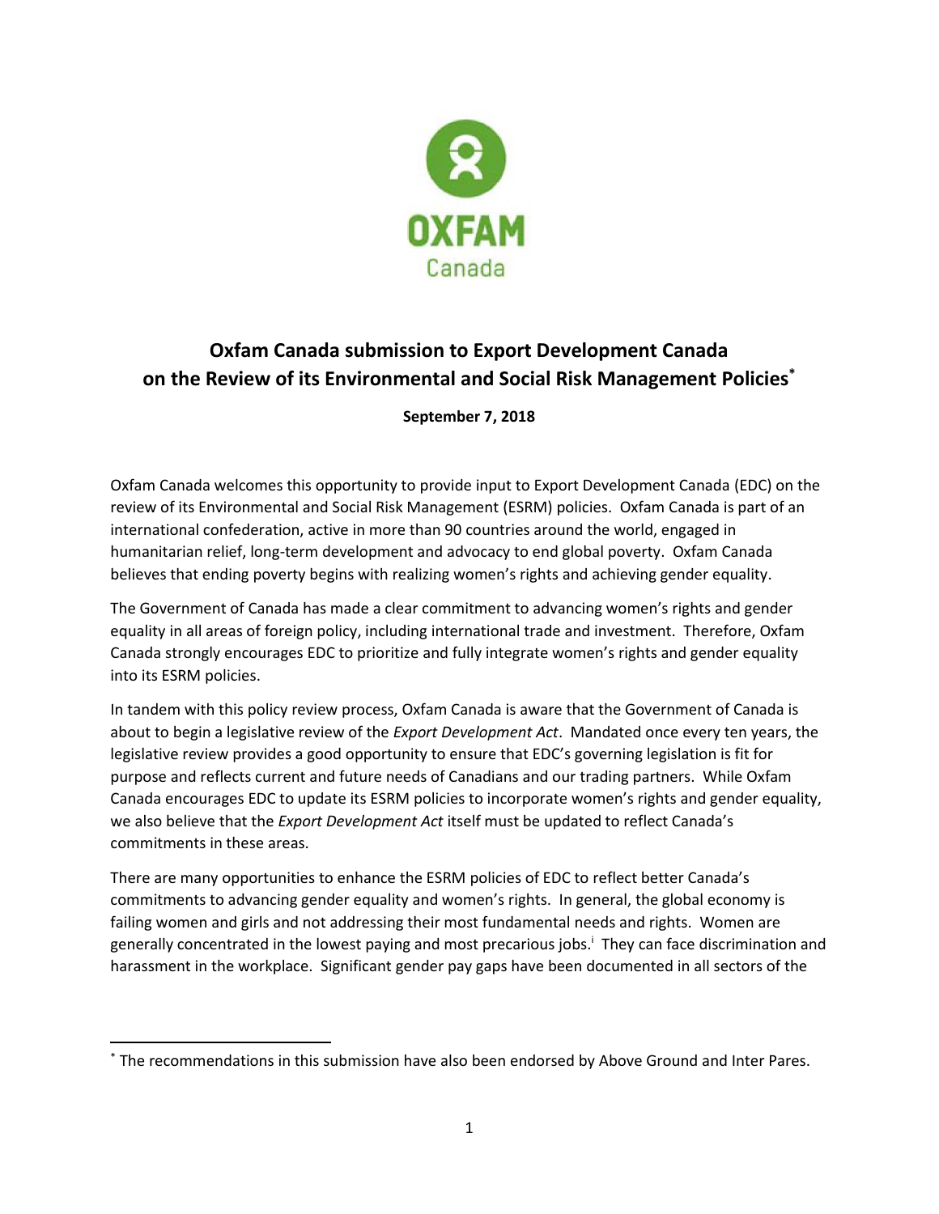# Oxfam Canada submission to Export Development Canada on the Review of its Environmental and Social Risk Management Policies[*]

**September 7, 2018**

Oxfam Canada welcomes this opportunity to provide input to Export Development Canada (EDC) on the review of its Environmental and Social Risk Management (ESRM) policies. Oxfam Canada is part of an international confederation, active in more than 90 countries around the world, engaged in humanitarian relief, long-term development and advocacy to end global poverty. Oxfam Canada believes that ending poverty begins with realizing women's rights and achieving gender equality.

The Government of Canada has made a clear commitment to advancing women's rights and gender equality in all areas of foreign policy, including international trade and investment. Therefore, Oxfam Canada strongly encourages EDC to prioritize and fully integrate women's rights and gender equality into its ESRM policies.

In tandem with this policy review process, Oxfam Canada is aware that the Government of Canada is about to begin a legislative review of the *Export Development Act*. Mandated once every ten years, the legislative review provides a good opportunity to ensure that EDC's governing legislation is fit for purpose and reflects current and future needs of Canadians and our trading partners. While Oxfam Canada encourages EDC to update its ESRM policies to incorporate women's rights and gender equality, we also believe that the *Export Development Act* itself must be updated to reflect Canada's commitments in these areas.

There are many opportunities to enhance the ESRM policies of EDC to reflect better Canada's commitments to advancing gender equality and women's rights. In general, the global economy is failing women and girls and not addressing their most fundamental needs and rights. Women are generally concentrated in the lowest paying and most precarious jobs.[i] They can face discrimination and harassment in the workplace. Significant gender pay gaps have been documented in all sectors of the

---

[*] The recommendations in this submission have also been endorsed by Above Ground and Inter Pares.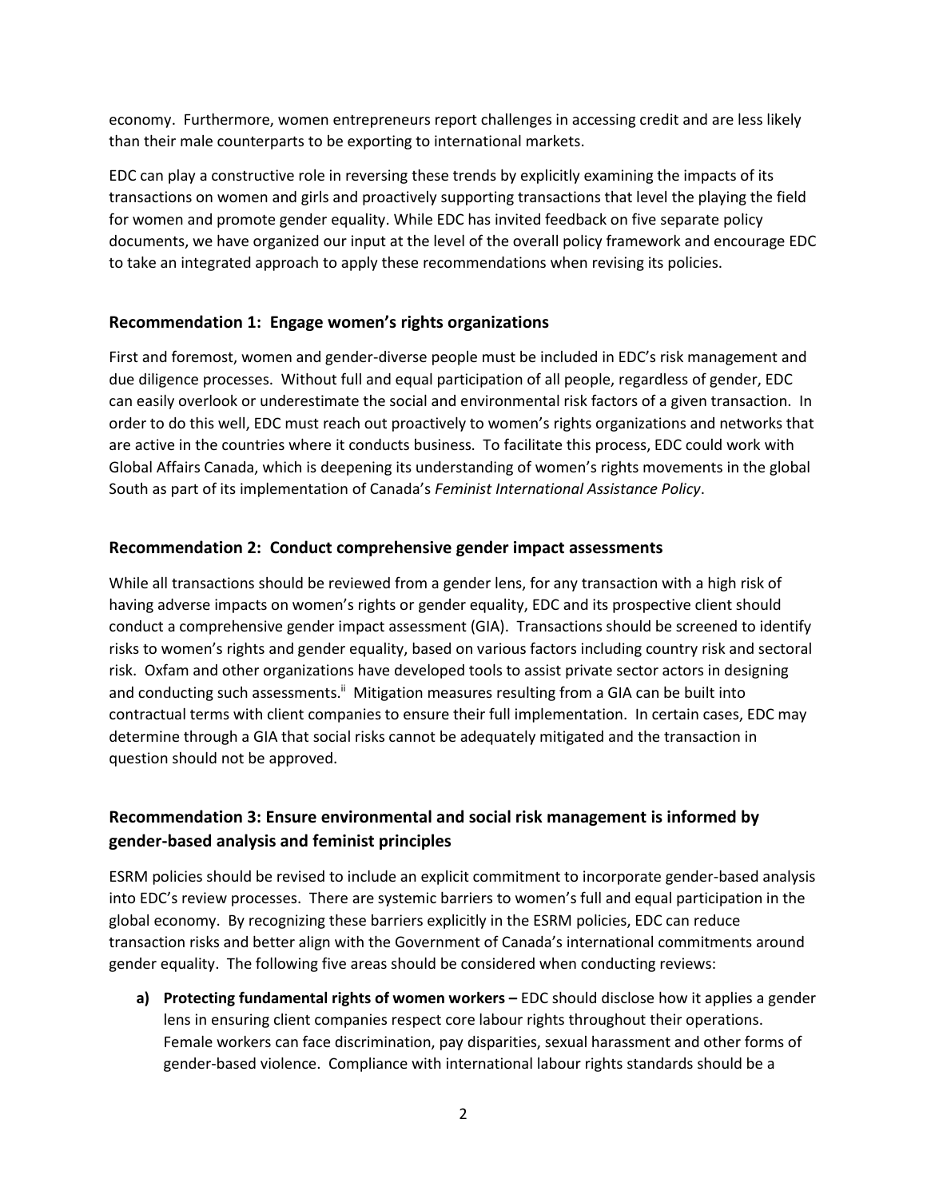economy. Furthermore, women entrepreneurs report challenges in accessing credit and are less likely than their male counterparts to be exporting to international markets.

EDC can play a constructive role in reversing these trends by explicitly examining the impacts of its transactions on women and girls and proactively supporting transactions that level the playing the field for women and promote gender equality. While EDC has invited feedback on five separate policy documents, we have organized our input at the level of the overall policy framework and encourage EDC to take an integrated approach to apply these recommendations when revising its policies.

### Recommendation 1: Engage women's rights organizations

First and foremost, women and gender-diverse people must be included in EDC's risk management and due diligence processes. Without full and equal participation of all people, regardless of gender, EDC can easily overlook or underestimate the social and environmental risk factors of a given transaction. In order to do this well, EDC must reach out proactively to women's rights organizations and networks that are active in the countries where it conducts business. To facilitate this process, EDC could work with Global Affairs Canada, which is deepening its understanding of women's rights movements in the global South as part of its implementation of Canada's *Feminist International Assistance Policy*.

### Recommendation 2: Conduct comprehensive gender impact assessments

While all transactions should be reviewed from a gender lens, for any transaction with a high risk of having adverse impacts on women's rights or gender equality, EDC and its prospective client should conduct a comprehensive gender impact assessment (GIA). Transactions should be screened to identify risks to women's rights and gender equality, based on various factors including country risk and sectoral risk. Oxfam and other organizations have developed tools to assist private sector actors in designing and conducting such assessments.[ii] Mitigation measures resulting from a GIA can be built into contractual terms with client companies to ensure their full implementation. In certain cases, EDC may determine through a GIA that social risks cannot be adequately mitigated and the transaction in question should not be approved.

### Recommendation 3: Ensure environmental and social risk management is informed by gender-based analysis and feminist principles

ESRM policies should be revised to include an explicit commitment to incorporate gender-based analysis into EDC's review processes. There are systemic barriers to women's full and equal participation in the global economy. By recognizing these barriers explicitly in the ESRM policies, EDC can reduce transaction risks and better align with the Government of Canada's international commitments around gender equality. The following five areas should be considered when conducting reviews:

a) **Protecting fundamental rights of women workers –** EDC should disclose how it applies a gender lens in ensuring client companies respect core labour rights throughout their operations. Female workers can face discrimination, pay disparities, sexual harassment and other forms of gender-based violence. Compliance with international labour rights standards should be a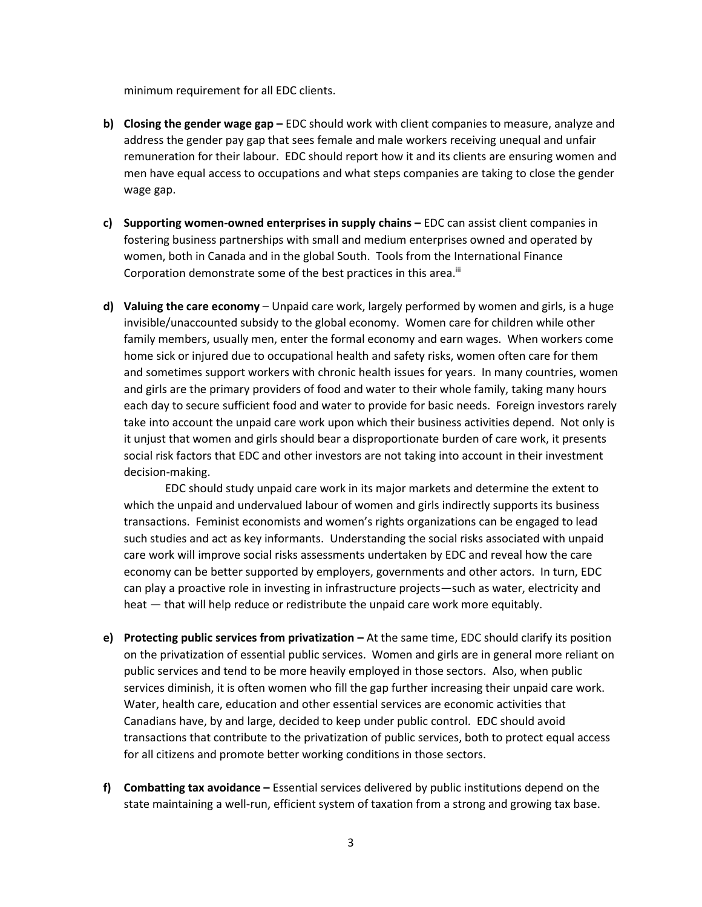minimum requirement for all EDC clients.

b) **Closing the gender wage gap –** EDC should work with client companies to measure, analyze and address the gender pay gap that sees female and male workers receiving unequal and unfair remuneration for their labour. EDC should report how it and its clients are ensuring women and men have equal access to occupations and what steps companies are taking to close the gender wage gap.

c) **Supporting women-owned enterprises in supply chains –** EDC can assist client companies in fostering business partnerships with small and medium enterprises owned and operated by women, both in Canada and in the global South. Tools from the International Finance Corporation demonstrate some of the best practices in this area.[iii]

d) **Valuing the care economy** – Unpaid care work, largely performed by women and girls, is a huge invisible/unaccounted subsidy to the global economy. Women care for children while other family members, usually men, enter the formal economy and earn wages. When workers come home sick or injured due to occupational health and safety risks, women often care for them and sometimes support workers with chronic health issues for years. In many countries, women and girls are the primary providers of food and water to their whole family, taking many hours each day to secure sufficient food and water to provide for basic needs. Foreign investors rarely take into account the unpaid care work upon which their business activities depend. Not only is it unjust that women and girls should bear a disproportionate burden of care work, it presents social risk factors that EDC and other investors are not taking into account in their investment decision-making.

   EDC should study unpaid care work in its major markets and determine the extent to which the unpaid and undervalued labour of women and girls indirectly supports its business transactions. Feminist economists and women's rights organizations can be engaged to lead such studies and act as key informants. Understanding the social risks associated with unpaid care work will improve social risks assessments undertaken by EDC and reveal how the care economy can be better supported by employers, governments and other actors. In turn, EDC can play a proactive role in investing in infrastructure projects—such as water, electricity and heat — that will help reduce or redistribute the unpaid care work more equitably.

e) **Protecting public services from privatization –** At the same time, EDC should clarify its position on the privatization of essential public services. Women and girls are in general more reliant on public services and tend to be more heavily employed in those sectors. Also, when public services diminish, it is often women who fill the gap further increasing their unpaid care work. Water, health care, education and other essential services are economic activities that Canadians have, by and large, decided to keep under public control. EDC should avoid transactions that contribute to the privatization of public services, both to protect equal access for all citizens and promote better working conditions in those sectors.

f) **Combatting tax avoidance –** Essential services delivered by public institutions depend on the state maintaining a well-run, efficient system of taxation from a strong and growing tax base.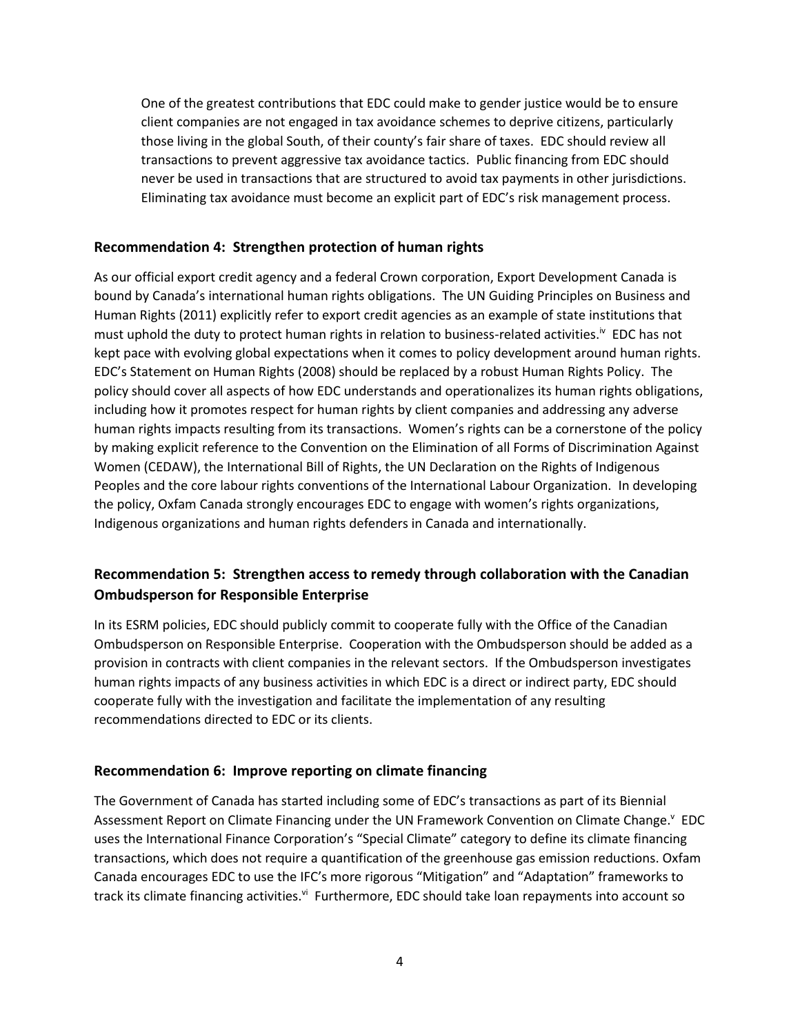One of the greatest contributions that EDC could make to gender justice would be to ensure client companies are not engaged in tax avoidance schemes to deprive citizens, particularly those living in the global South, of their county's fair share of taxes. EDC should review all transactions to prevent aggressive tax avoidance tactics. Public financing from EDC should never be used in transactions that are structured to avoid tax payments in other jurisdictions. Eliminating tax avoidance must become an explicit part of EDC's risk management process.

### Recommendation 4: Strengthen protection of human rights

As our official export credit agency and a federal Crown corporation, Export Development Canada is bound by Canada's international human rights obligations. The UN Guiding Principles on Business and Human Rights (2011) explicitly refer to export credit agencies as an example of state institutions that must uphold the duty to protect human rights in relation to business-related activities.[iv] EDC has not kept pace with evolving global expectations when it comes to policy development around human rights. EDC's Statement on Human Rights (2008) should be replaced by a robust Human Rights Policy. The policy should cover all aspects of how EDC understands and operationalizes its human rights obligations, including how it promotes respect for human rights by client companies and addressing any adverse human rights impacts resulting from its transactions. Women's rights can be a cornerstone of the policy by making explicit reference to the Convention on the Elimination of all Forms of Discrimination Against Women (CEDAW), the International Bill of Rights, the UN Declaration on the Rights of Indigenous Peoples and the core labour rights conventions of the International Labour Organization. In developing the policy, Oxfam Canada strongly encourages EDC to engage with women's rights organizations, Indigenous organizations and human rights defenders in Canada and internationally.

### Recommendation 5: Strengthen access to remedy through collaboration with the Canadian Ombudsperson for Responsible Enterprise

In its ESRM policies, EDC should publicly commit to cooperate fully with the Office of the Canadian Ombudsperson on Responsible Enterprise. Cooperation with the Ombudsperson should be added as a provision in contracts with client companies in the relevant sectors. If the Ombudsperson investigates human rights impacts of any business activities in which EDC is a direct or indirect party, EDC should cooperate fully with the investigation and facilitate the implementation of any resulting recommendations directed to EDC or its clients.

### Recommendation 6: Improve reporting on climate financing

The Government of Canada has started including some of EDC's transactions as part of its Biennial Assessment Report on Climate Financing under the UN Framework Convention on Climate Change.[v] EDC uses the International Finance Corporation's "Special Climate" category to define its climate financing transactions, which does not require a quantification of the greenhouse gas emission reductions. Oxfam Canada encourages EDC to use the IFC's more rigorous "Mitigation" and "Adaptation" frameworks to track its climate financing activities.[vi] Furthermore, EDC should take loan repayments into account so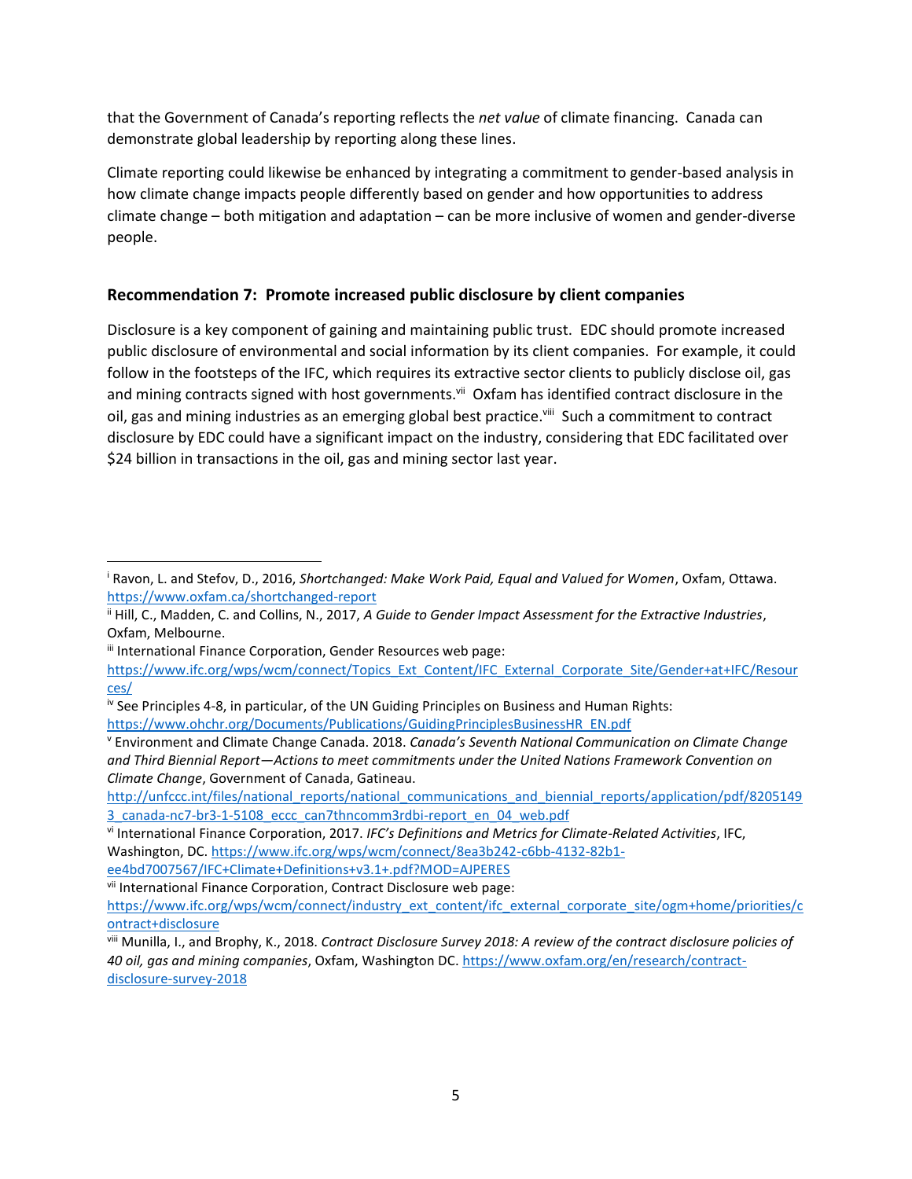that the Government of Canada's reporting reflects the *net value* of climate financing. Canada can demonstrate global leadership by reporting along these lines.

Climate reporting could likewise be enhanced by integrating a commitment to gender-based analysis in how climate change impacts people differently based on gender and how opportunities to address climate change – both mitigation and adaptation – can be more inclusive of women and gender-diverse people.

### Recommendation 7: Promote increased public disclosure by client companies

Disclosure is a key component of gaining and maintaining public trust. EDC should promote increased public disclosure of environmental and social information by its client companies. For example, it could follow in the footsteps of the IFC, which requires its extractive sector clients to publicly disclose oil, gas and mining contracts signed with host governments.[vii] Oxfam has identified contract disclosure in the oil, gas and mining industries as an emerging global best practice.[viii] Such a commitment to contract disclosure by EDC could have a significant impact on the industry, considering that EDC facilitated over $24 billion in transactions in the oil, gas and mining sector last year.

---

[i] Ravon, L. and Stefov, D., 2016, *Shortchanged: Make Work Paid, Equal and Valued for Women*, Oxfam, Ottawa. https://www.oxfam.ca/shortchanged-report

[ii] Hill, C., Madden, C. and Collins, N., 2017, *A Guide to Gender Impact Assessment for the Extractive Industries*, Oxfam, Melbourne.

[iii] International Finance Corporation, Gender Resources web page: https://www.ifc.org/wps/wcm/connect/Topics_Ext_Content/IFC_External_Corporate_Site/Gender+at+IFC/Resources/

[iv] See Principles 4-8, in particular, of the UN Guiding Principles on Business and Human Rights: https://www.ohchr.org/Documents/Publications/GuidingPrinciplesBusinessHR_EN.pdf

[v] Environment and Climate Change Canada. 2018. *Canada's Seventh National Communication on Climate Change and Third Biennial Report—Actions to meet commitments under the United Nations Framework Convention on Climate Change*, Government of Canada, Gatineau. http://unfccc.int/files/national_reports/national_communications_and_biennial_reports/application/pdf/82051493_canada-nc7-br3-1-5108_eccc_can7thncomm3rdbi-report_en_04_web.pdf

[vi] International Finance Corporation, 2017. *IFC's Definitions and Metrics for Climate-Related Activities*, IFC, Washington, DC. https://www.ifc.org/wps/wcm/connect/8ea3b242-c6bb-4132-82b1-ee4bd7007567/IFC+Climate+Definitions+v3.1+.pdf?MOD=AJPERES

[vii] International Finance Corporation, Contract Disclosure web page: https://www.ifc.org/wps/wcm/connect/industry_ext_content/ifc_external_corporate_site/ogm+home/priorities/contract+disclosure

[viii] Munilla, I., and Brophy, K., 2018. *Contract Disclosure Survey 2018: A review of the contract disclosure policies of 40 oil, gas and mining companies*, Oxfam, Washington DC. https://www.oxfam.org/en/research/contract-disclosure-survey-2018